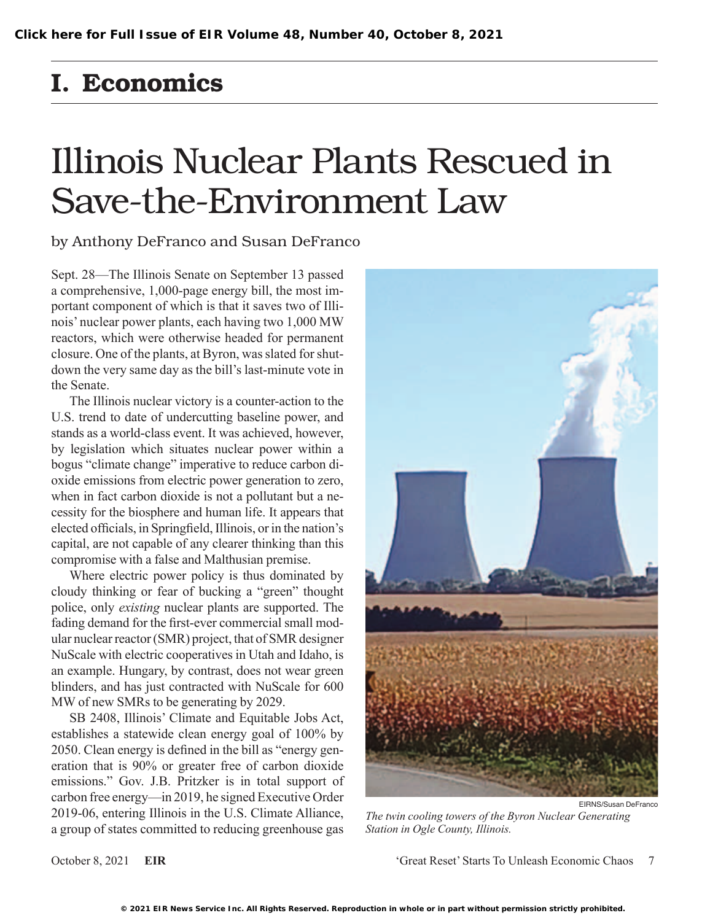# I. Economics

# Illinois Nuclear Plants Rescued in Save-the-Environment Law

by Anthony DeFranco and Susan DeFranco

Sept. 28—The Illinois Senate on September 13 passed a comprehensive, 1,000-page energy bill, the most important component of which is that it saves two of Illinois' nuclear power plants, each having two 1,000 MW reactors, which were otherwise headed for permanent closure. One of the plants, at Byron, was slated for shutdown the very same day as the bill's last-minute vote in the Senate.

The Illinois nuclear victory is a counter-action to the U.S. trend to date of undercutting baseline power, and stands as a world-class event. It was achieved, however, by legislation which situates nuclear power within a bogus "climate change" imperative to reduce carbon dioxide emissions from electric power generation to zero, when in fact carbon dioxide is not a pollutant but a necessity for the biosphere and human life. It appears that elected officials, in Springfield, Illinois, or in the nation's capital, are not capable of any clearer thinking than this compromise with a false and Malthusian premise.

Where electric power policy is thus dominated by cloudy thinking or fear of bucking a "green" thought police, only *existing* nuclear plants are supported. The fading demand for the first-ever commercial small modular nuclear reactor (SMR) project, that of SMR designer NuScale with electric cooperatives in Utah and Idaho, is an example. Hungary, by contrast, does not wear green blinders, and has just contracted with NuScale for 600 MW of new SMRs to be generating by 2029.

SB 2408, Illinois' Climate and Equitable Jobs Act, establishes a statewide clean energy goal of 100% by 2050. Clean energy is defined in the bill as "energy generation that is 90% or greater free of carbon dioxide emissions." Gov. J.B. Pritzker is in total support of carbon free energy—in 2019, he signed Executive Order 2019-06, entering Illinois in the U.S. Climate Alliance, a group of states committed to reducing greenhouse gas

EIRNS/Susan DeFranco

*The twin cooling towers of the Byron Nuclear Generating Station in Ogle County, Illinois.*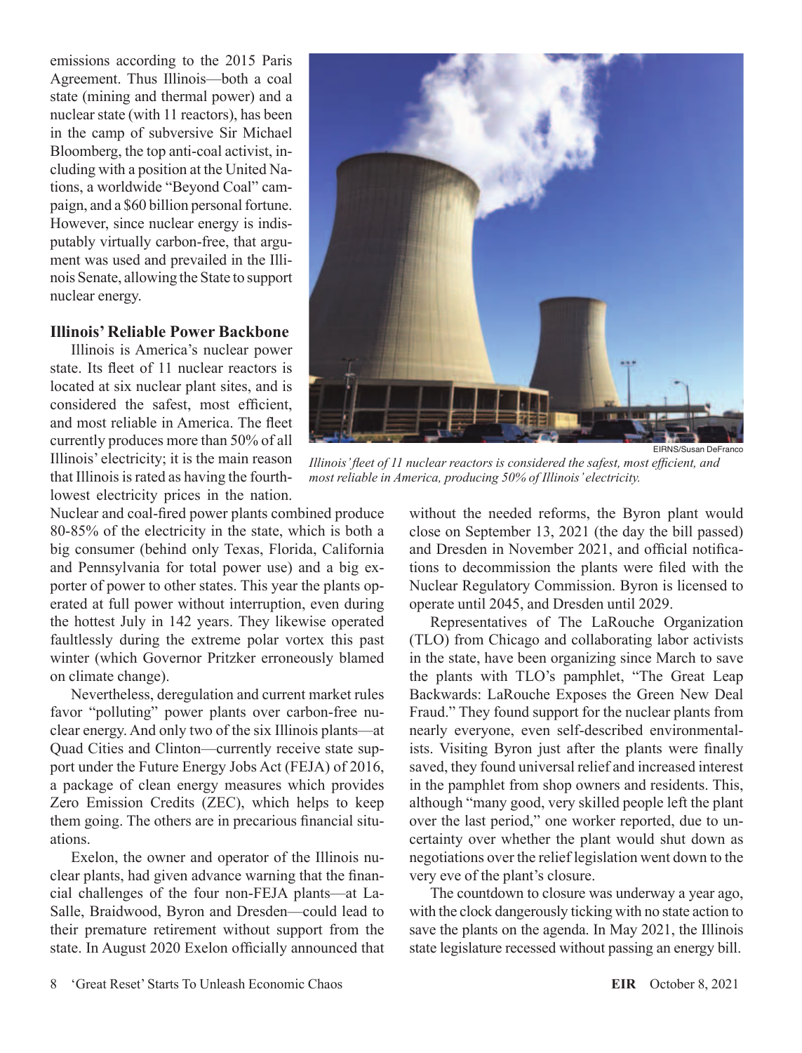emissions according to the 2015 Paris Agreement. Thus Illinois—both a coal state (mining and thermal power) and a nuclear state (with 11 reactors), has been in the camp of subversive Sir Michael Bloomberg, the top anti-coal activist, including with a position at the United Nations, a worldwide "Beyond Coal" campaign, and a $60 billion personal fortune. However, since nuclear energy is indisputably virtually carbon-free, that argument was used and prevailed in the Illinois Senate, allowing the State to support nuclear energy.

### Illinois' Reliable Power Backbone

Illinois is America's nuclear power state. Its fleet of 11 nuclear reactors is located at six nuclear plant sites, and is considered the safest, most efficient, and most reliable in America. The fleet currently produces more than 50% of all Illinois' electricity; it is the main reason that Illinois is rated as having the fourth-lowest electricity prices in the nation. Nuclear and coal-fired power plants combined produce 80-85% of the electricity in the state, which is both a big consumer (behind only Texas, Florida, California and Pennsylvania for total power use) and a big exporter of power to other states. This year the plants operated at full power without interruption, even during the hottest July in 142 years. They likewise operated faultlessly during the extreme polar vortex this past winter (which Governor Pritzker erroneously blamed on climate change).

EIRNS/Susan DeFranco

*Illinois' fleet of 11 nuclear reactors is considered the safest, most efficient, and most reliable in America, producing 50% of Illinois' electricity.*

Nevertheless, deregulation and current market rules favor "polluting" power plants over carbon-free nuclear energy. And only two of the six Illinois plants—at Quad Cities and Clinton—currently receive state support under the Future Energy Jobs Act (FEJA) of 2016, a package of clean energy measures which provides Zero Emission Credits (ZEC), which helps to keep them going. The others are in precarious financial situations.

Exelon, the owner and operator of the Illinois nuclear plants, had given advance warning that the financial challenges of the four non-FEJA plants—at LaSalle, Braidwood, Byron and Dresden—could lead to their premature retirement without support from the state. In August 2020 Exelon officially announced that without the needed reforms, the Byron plant would close on September 13, 2021 (the day the bill passed) and Dresden in November 2021, and official notifications to decommission the plants were filed with the Nuclear Regulatory Commission. Byron is licensed to operate until 2045, and Dresden until 2029.

Representatives of The LaRouche Organization (TLO) from Chicago and collaborating labor activists in the state, have been organizing since March to save the plants with TLO's pamphlet, "The Great Leap Backwards: LaRouche Exposes the Green New Deal Fraud." They found support for the nuclear plants from nearly everyone, even self-described environmentalists. Visiting Byron just after the plants were finally saved, they found universal relief and increased interest in the pamphlet from shop owners and residents. This, although "many good, very skilled people left the plant over the last period," one worker reported, due to uncertainty over whether the plant would shut down as negotiations over the relief legislation went down to the very eve of the plant's closure.

The countdown to closure was underway a year ago, with the clock dangerously ticking with no state action to save the plants on the agenda. In May 2021, the Illinois state legislature recessed without passing an energy bill.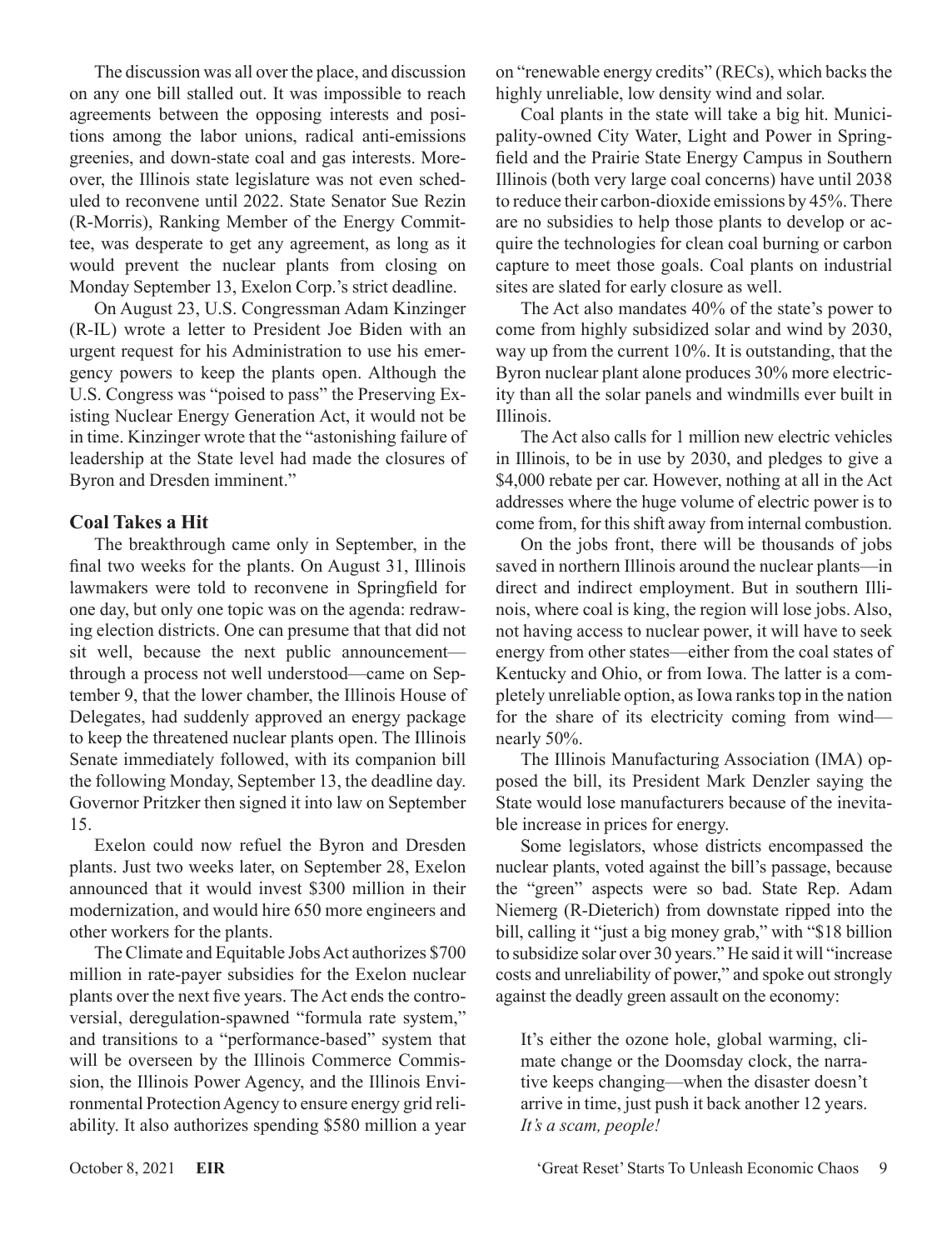The discussion was all over the place, and discussion on any one bill stalled out. It was impossible to reach agreements between the opposing interests and positions among the labor unions, radical anti-emissions greenies, and down-state coal and gas interests. Moreover, the Illinois state legislature was not even scheduled to reconvene until 2022. State Senator Sue Rezin (R-Morris), Ranking Member of the Energy Committee, was desperate to get any agreement, as long as it would prevent the nuclear plants from closing on Monday September 13, Exelon Corp.'s strict deadline.

On August 23, U.S. Congressman Adam Kinzinger (R-IL) wrote a letter to President Joe Biden with an urgent request for his Administration to use his emergency powers to keep the plants open. Although the U.S. Congress was "poised to pass" the Preserving Existing Nuclear Energy Generation Act, it would not be in time. Kinzinger wrote that the "astonishing failure of leadership at the State level had made the closures of Byron and Dresden imminent."

## Coal Takes a Hit

The breakthrough came only in September, in the final two weeks for the plants. On August 31, Illinois lawmakers were told to reconvene in Springfield for one day, but only one topic was on the agenda: redrawing election districts. One can presume that that did not sit well, because the next public announcement—through a process not well understood—came on September 9, that the lower chamber, the Illinois House of Delegates, had suddenly approved an energy package to keep the threatened nuclear plants open. The Illinois Senate immediately followed, with its companion bill the following Monday, September 13, the deadline day. Governor Pritzker then signed it into law on September 15.

Exelon could now refuel the Byron and Dresden plants. Just two weeks later, on September 28, Exelon announced that it would invest $300 million in their modernization, and would hire 650 more engineers and other workers for the plants.

The Climate and Equitable Jobs Act authorizes $700 million in rate-payer subsidies for the Exelon nuclear plants over the next five years. The Act ends the controversial, deregulation-spawned "formula rate system," and transitions to a "performance-based" system that will be overseen by the Illinois Commerce Commission, the Illinois Power Agency, and the Illinois Environmental Protection Agency to ensure energy grid reliability. It also authorizes spending $580 million a year on "renewable energy credits" (RECs), which backs the highly unreliable, low density wind and solar.

Coal plants in the state will take a big hit. Municipality-owned City Water, Light and Power in Springfield and the Prairie State Energy Campus in Southern Illinois (both very large coal concerns) have until 2038 to reduce their carbon-dioxide emissions by 45%. There are no subsidies to help those plants to develop or acquire the technologies for clean coal burning or carbon capture to meet those goals. Coal plants on industrial sites are slated for early closure as well.

The Act also mandates 40% of the state's power to come from highly subsidized solar and wind by 2030, way up from the current 10%. It is outstanding, that the Byron nuclear plant alone produces 30% more electricity than all the solar panels and windmills ever built in Illinois.

The Act also calls for 1 million new electric vehicles in Illinois, to be in use by 2030, and pledges to give a $4,000 rebate per car. However, nothing at all in the Act addresses where the huge volume of electric power is to come from, for this shift away from internal combustion.

On the jobs front, there will be thousands of jobs saved in northern Illinois around the nuclear plants—in direct and indirect employment. But in southern Illinois, where coal is king, the region will lose jobs. Also, not having access to nuclear power, it will have to seek energy from other states—either from the coal states of Kentucky and Ohio, or from Iowa. The latter is a completely unreliable option, as Iowa ranks top in the nation for the share of its electricity coming from wind—nearly 50%.

The Illinois Manufacturing Association (IMA) opposed the bill, its President Mark Denzler saying the State would lose manufacturers because of the inevitable increase in prices for energy.

Some legislators, whose districts encompassed the nuclear plants, voted against the bill's passage, because the "green" aspects were so bad. State Rep. Adam Niemerg (R-Dieterich) from downstate ripped into the bill, calling it "just a big money grab," with "$18 billion to subsidize solar over 30 years." He said it will "increase costs and unreliability of power," and spoke out strongly against the deadly green assault on the economy:

> It's either the ozone hole, global warming, climate change or the Doomsday clock, the narrative keeps changing—when the disaster doesn't arrive in time, just push it back another 12 years. *It's a scam, people!*